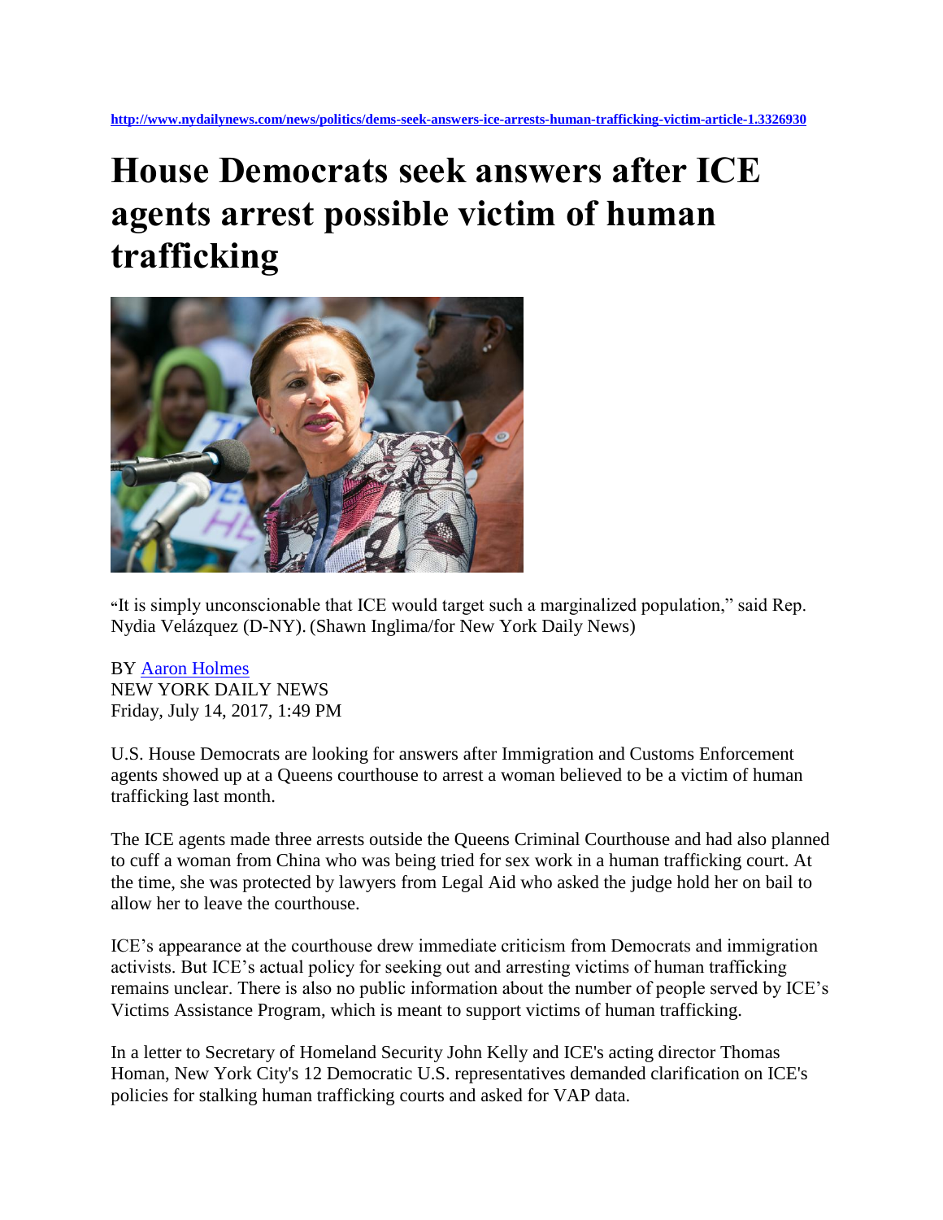http://www.nydailynews.com/news/politics/dems-seek-answers-ice-arrests-human-trafficking-victim-article-1.3326930

# House Democrats seek answers after ICE agents arrest possible victim of human trafficking

"It is simply unconscionable that ICE would target such a marginalized population," said Rep. Nydia Velázquez (D-NY). (Shawn Inglima/for New York Daily News)

BY Aaron Holmes
NEW YORK DAILY NEWS
Friday, July 14, 2017, 1:49 PM

U.S. House Democrats are looking for answers after Immigration and Customs Enforcement agents showed up at a Queens courthouse to arrest a woman believed to be a victim of human trafficking last month.

The ICE agents made three arrests outside the Queens Criminal Courthouse and had also planned to cuff a woman from China who was being tried for sex work in a human trafficking court. At the time, she was protected by lawyers from Legal Aid who asked the judge hold her on bail to allow her to leave the courthouse.

ICE's appearance at the courthouse drew immediate criticism from Democrats and immigration activists. But ICE's actual policy for seeking out and arresting victims of human trafficking remains unclear. There is also no public information about the number of people served by ICE's Victims Assistance Program, which is meant to support victims of human trafficking.

In a letter to Secretary of Homeland Security John Kelly and ICE's acting director Thomas Homan, New York City's 12 Democratic U.S. representatives demanded clarification on ICE's policies for stalking human trafficking courts and asked for VAP data.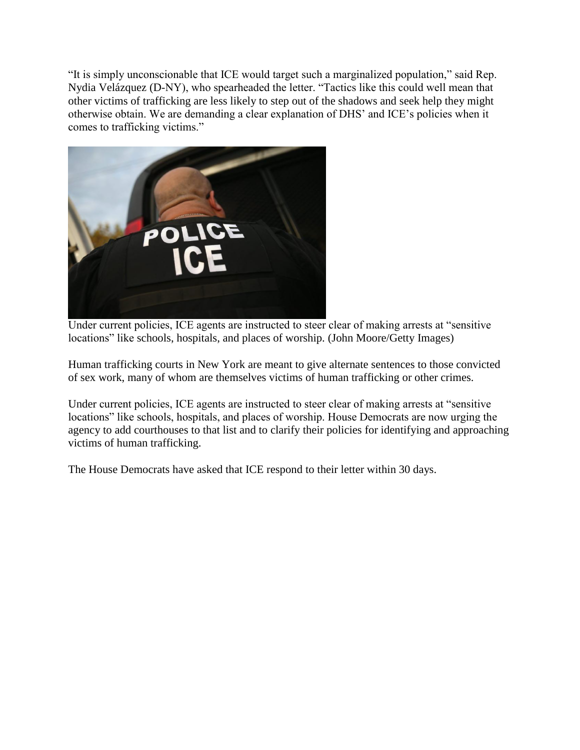"It is simply unconscionable that ICE would target such a marginalized population," said Rep. Nydia Velázquez (D-NY), who spearheaded the letter. "Tactics like this could well mean that other victims of trafficking are less likely to step out of the shadows and seek help they might otherwise obtain. We are demanding a clear explanation of DHS' and ICE's policies when it comes to trafficking victims."

Under current policies, ICE agents are instructed to steer clear of making arrests at "sensitive locations" like schools, hospitals, and places of worship. (John Moore/Getty Images)

Human trafficking courts in New York are meant to give alternate sentences to those convicted of sex work, many of whom are themselves victims of human trafficking or other crimes.

Under current policies, ICE agents are instructed to steer clear of making arrests at "sensitive locations" like schools, hospitals, and places of worship. House Democrats are now urging the agency to add courthouses to that list and to clarify their policies for identifying and approaching victims of human trafficking.

The House Democrats have asked that ICE respond to their letter within 30 days.